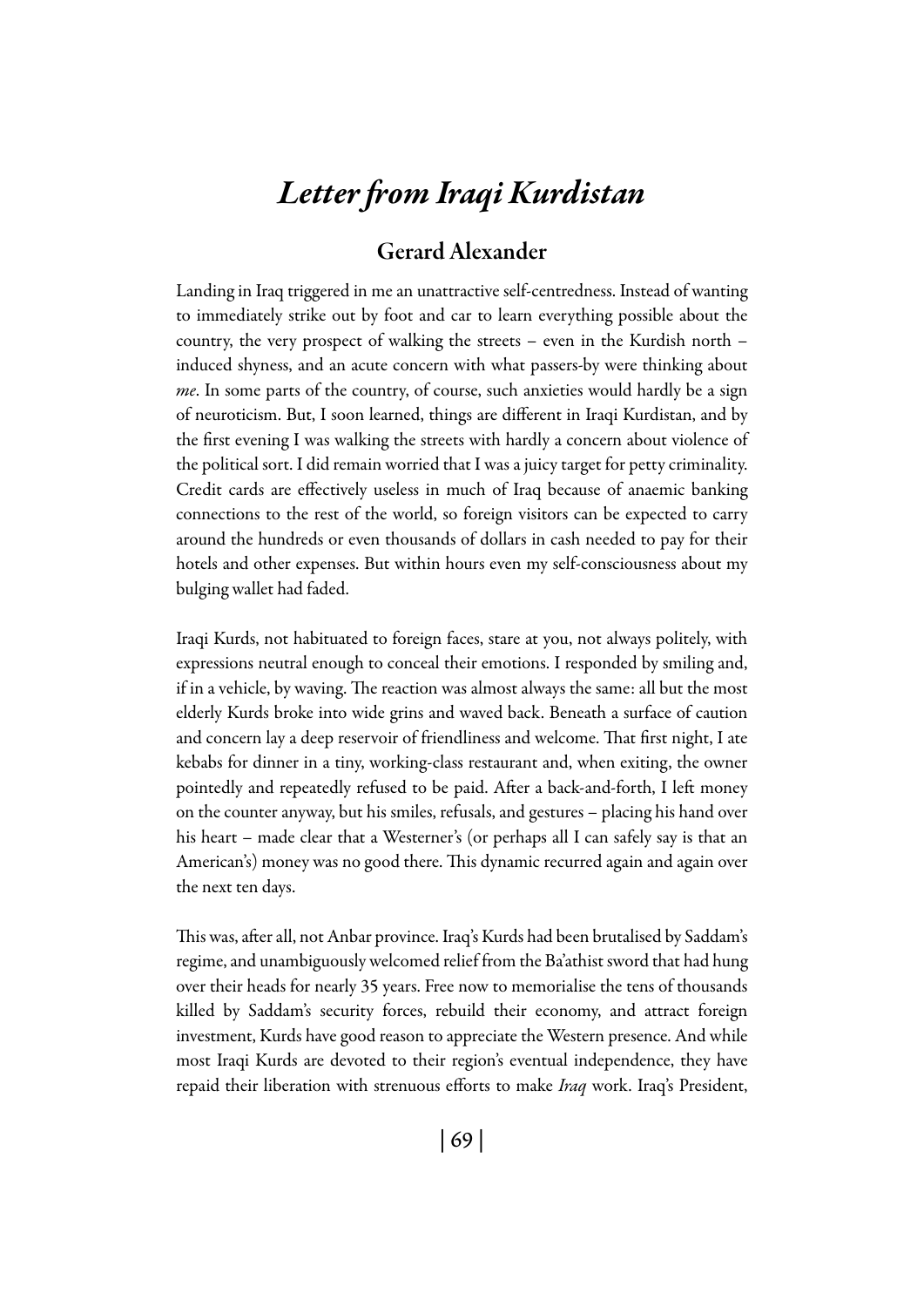# *Letter from Iraqi Kurdistan*

## Gerard Alexander

Landing in Iraq triggered in me an unattractive self-centredness. Instead of wanting to immediately strike out by foot and car to learn everything possible about the country, the very prospect of walking the streets – even in the Kurdish north – induced shyness, and an acute concern with what passers-by were thinking about *me*. In some parts of the country, of course, such anxieties would hardly be a sign of neuroticism. But, I soon learned, things are different in Iraqi Kurdistan, and by the first evening I was walking the streets with hardly a concern about violence of the political sort. I did remain worried that I was a juicy target for petty criminality. Credit cards are effectively useless in much of Iraq because of anaemic banking connections to the rest of the world, so foreign visitors can be expected to carry around the hundreds or even thousands of dollars in cash needed to pay for their hotels and other expenses. But within hours even my self-consciousness about my bulging wallet had faded.

Iraqi Kurds, not habituated to foreign faces, stare at you, not always politely, with expressions neutral enough to conceal their emotions. I responded by smiling and, if in a vehicle, by waving. The reaction was almost always the same: all but the most elderly Kurds broke into wide grins and waved back. Beneath a surface of caution and concern lay a deep reservoir of friendliness and welcome. That first night, I ate kebabs for dinner in a tiny, working-class restaurant and, when exiting, the owner pointedly and repeatedly refused to be paid. After a back-and-forth, I left money on the counter anyway, but his smiles, refusals, and gestures – placing his hand over his heart – made clear that a Westerner's (or perhaps all I can safely say is that an American's) money was no good there. This dynamic recurred again and again over the next ten days.

This was, after all, not Anbar province. Iraq's Kurds had been brutalised by Saddam's regime, and unambiguously welcomed relief from the Ba'athist sword that had hung over their heads for nearly 35 years. Free now to memorialise the tens of thousands killed by Saddam's security forces, rebuild their economy, and attract foreign investment, Kurds have good reason to appreciate the Western presence. And while most Iraqi Kurds are devoted to their region's eventual independence, they have repaid their liberation with strenuous efforts to make *Iraq* work. Iraq's President,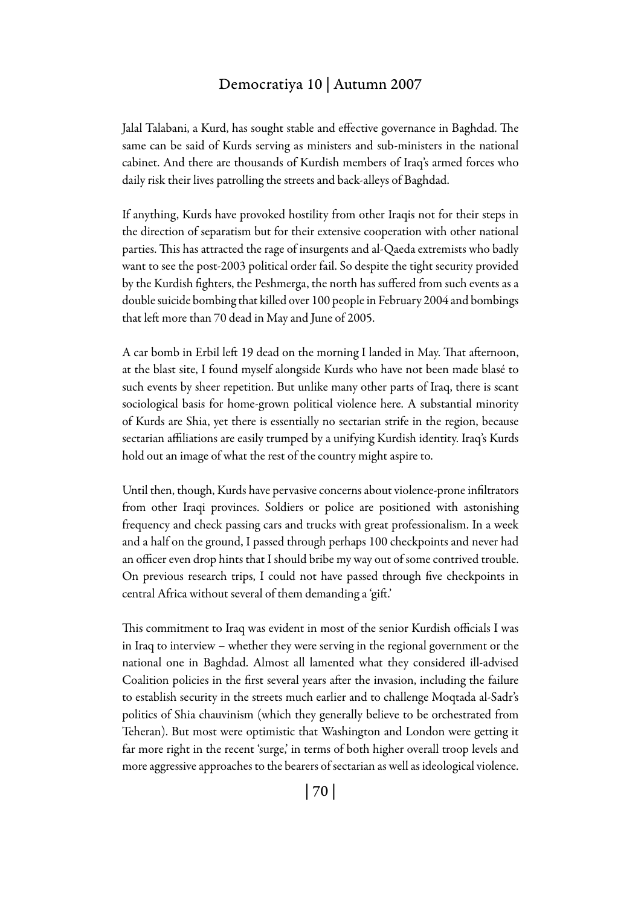Jalal Talabani, a Kurd, has sought stable and effective governance in Baghdad. The same can be said of Kurds serving as ministers and sub-ministers in the national cabinet. And there are thousands of Kurdish members of Iraq's armed forces who daily risk their lives patrolling the streets and back-alleys of Baghdad.

If anything, Kurds have provoked hostility from other Iraqis not for their steps in the direction of separatism but for their extensive cooperation with other national parties. This has attracted the rage of insurgents and al-Qaeda extremists who badly want to see the post-2003 political order fail. So despite the tight security provided by the Kurdish fighters, the Peshmerga, the north has suffered from such events as a double suicide bombing that killed over 100 people in February 2004 and bombings that left more than 70 dead in May and June of 2005.

A car bomb in Erbil left 19 dead on the morning I landed in May. That afternoon, at the blast site, I found myself alongside Kurds who have not been made blasé to such events by sheer repetition. But unlike many other parts of Iraq, there is scant sociological basis for home-grown political violence here. A substantial minority of Kurds are Shia, yet there is essentially no sectarian strife in the region, because sectarian affiliations are easily trumped by a unifying Kurdish identity. Iraq's Kurds hold out an image of what the rest of the country might aspire to.

Until then, though, Kurds have pervasive concerns about violence-prone infiltrators from other Iraqi provinces. Soldiers or police are positioned with astonishing frequency and check passing cars and trucks with great professionalism. In a week and a half on the ground, I passed through perhaps 100 checkpoints and never had an officer even drop hints that I should bribe my way out of some contrived trouble. On previous research trips, I could not have passed through five checkpoints in central Africa without several of them demanding a 'gift.'

This commitment to Iraq was evident in most of the senior Kurdish officials I was in Iraq to interview – whether they were serving in the regional government or the national one in Baghdad. Almost all lamented what they considered ill-advised Coalition policies in the first several years after the invasion, including the failure to establish security in the streets much earlier and to challenge Moqtada al-Sadr's politics of Shia chauvinism (which they generally believe to be orchestrated from Teheran). But most were optimistic that Washington and London were getting it far more right in the recent 'surge,' in terms of both higher overall troop levels and more aggressive approaches to the bearers of sectarian as well as ideological violence.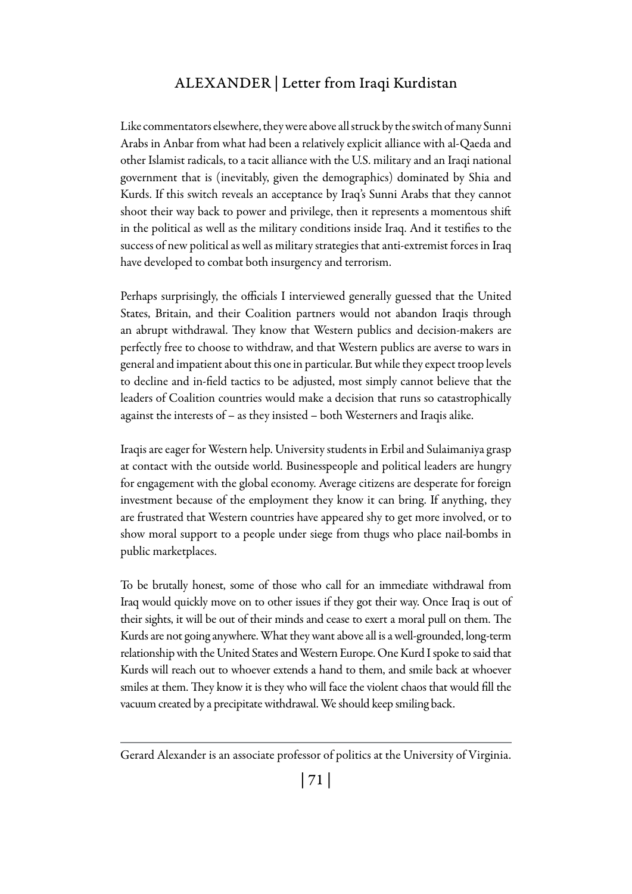Like commentators elsewhere, they were above all struck by the switch of many Sunni Arabs in Anbar from what had been a relatively explicit alliance with al-Qaeda and other Islamist radicals, to a tacit alliance with the U.S. military and an Iraqi national government that is (inevitably, given the demographics) dominated by Shia and Kurds. If this switch reveals an acceptance by Iraq's Sunni Arabs that they cannot shoot their way back to power and privilege, then it represents a momentous shift in the political as well as the military conditions inside Iraq. And it testifies to the success of new political as well as military strategies that anti-extremist forces in Iraq have developed to combat both insurgency and terrorism.

Perhaps surprisingly, the officials I interviewed generally guessed that the United States, Britain, and their Coalition partners would not abandon Iraqis through an abrupt withdrawal. They know that Western publics and decision-makers are perfectly free to choose to withdraw, and that Western publics are averse to wars in general and impatient about this one in particular. But while they expect troop levels to decline and in-field tactics to be adjusted, most simply cannot believe that the leaders of Coalition countries would make a decision that runs so catastrophically against the interests of – as they insisted – both Westerners and Iraqis alike.

Iraqis are eager for Western help. University students in Erbil and Sulaimaniya grasp at contact with the outside world. Businesspeople and political leaders are hungry for engagement with the global economy. Average citizens are desperate for foreign investment because of the employment they know it can bring. If anything, they are frustrated that Western countries have appeared shy to get more involved, or to show moral support to a people under siege from thugs who place nail-bombs in public marketplaces.

To be brutally honest, some of those who call for an immediate withdrawal from Iraq would quickly move on to other issues if they got their way. Once Iraq is out of their sights, it will be out of their minds and cease to exert a moral pull on them. The Kurds are not going anywhere. What they want above all is a well-grounded, long-term relationship with the United States and Western Europe. One Kurd I spoke to said that Kurds will reach out to whoever extends a hand to them, and smile back at whoever smiles at them. They know it is they who will face the violent chaos that would fill the vacuum created by a precipitate withdrawal. We should keep smiling back.

---

Gerard Alexander is an associate professor of politics at the University of Virginia.